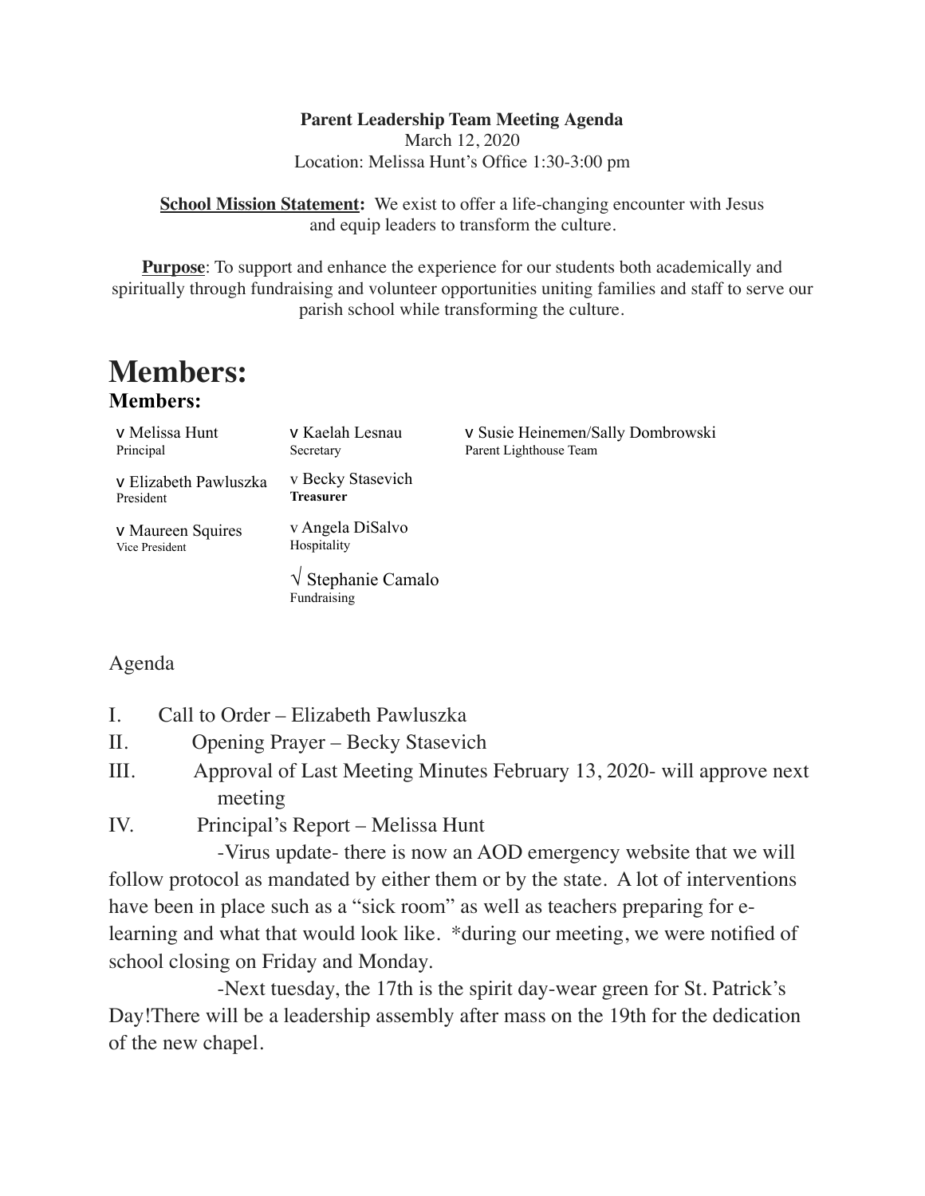**Parent Leadership Team Meeting Agenda**
March 12, 2020
Location: Melissa Hunt's Office 1:30-3:00 pm

**School Mission Statement:** We exist to offer a life-changing encounter with Jesus and equip leaders to transform the culture.

**Purpose**: To support and enhance the experience for our students both academically and spiritually through fundraising and volunteer opportunities uniting families and staff to serve our parish school while transforming the culture.

# Members:

**Members:**

| | | |
|---|---|---|
| v Melissa Hunt<br>Principal | v Kaelah Lesnau<br>Secretary | v Susie Heinemen/Sally Dombrowski<br>Parent Lighthouse Team |
| v Elizabeth Pawluszka<br>President | v Becky Stasevich<br>**Treasurer** | |
| v Maureen Squires<br>Vice President | v Angela DiSalvo<br>Hospitality | |
| | √ Stephanie Camalo<br>Fundraising | |

Agenda

I. Call to Order – Elizabeth Pawluszka

II. Opening Prayer – Becky Stasevich

III. Approval of Last Meeting Minutes February 13, 2020- will approve next meeting

IV. Principal's Report – Melissa Hunt

-Virus update- there is now an AOD emergency website that we will follow protocol as mandated by either them or by the state. A lot of interventions have been in place such as a "sick room" as well as teachers preparing for e-learning and what that would look like. *during our meeting, we were notified of school closing on Friday and Monday.

-Next tuesday, the 17th is the spirit day-wear green for St. Patrick's Day!There will be a leadership assembly after mass on the 19th for the dedication of the new chapel.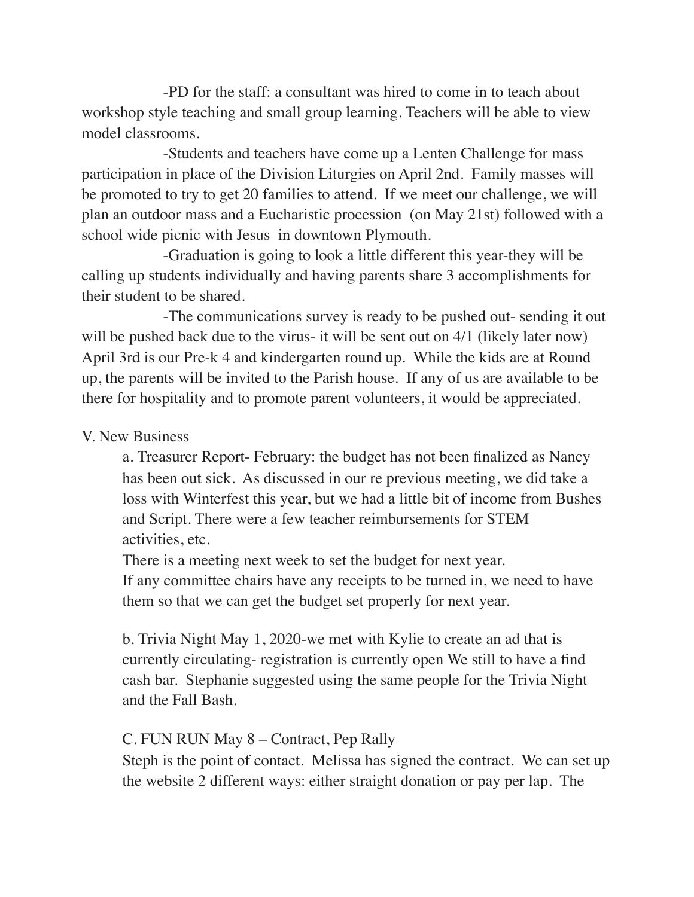-PD for the staff: a consultant was hired to come in to teach about workshop style teaching and small group learning. Teachers will be able to view model classrooms.

-Students and teachers have come up a Lenten Challenge for mass participation in place of the Division Liturgies on April 2nd. Family masses will be promoted to try to get 20 families to attend. If we meet our challenge, we will plan an outdoor mass and a Eucharistic procession (on May 21st) followed with a school wide picnic with Jesus in downtown Plymouth.

-Graduation is going to look a little different this year-they will be calling up students individually and having parents share 3 accomplishments for their student to be shared.

-The communications survey is ready to be pushed out- sending it out will be pushed back due to the virus- it will be sent out on 4/1 (likely later now) April 3rd is our Pre-k 4 and kindergarten round up. While the kids are at Round up, the parents will be invited to the Parish house. If any of us are available to be there for hospitality and to promote parent volunteers, it would be appreciated.

V. New Business

a. Treasurer Report- February: the budget has not been finalized as Nancy has been out sick. As discussed in our re previous meeting, we did take a loss with Winterfest this year, but we had a little bit of income from Bushes and Script. There were a few teacher reimbursements for STEM activities, etc.
There is a meeting next week to set the budget for next year.
If any committee chairs have any receipts to be turned in, we need to have them so that we can get the budget set properly for next year.

b. Trivia Night May 1, 2020-we met with Kylie to create an ad that is currently circulating- registration is currently open We still to have a find cash bar. Stephanie suggested using the same people for the Trivia Night and the Fall Bash.

C. FUN RUN May 8 – Contract, Pep Rally
Steph is the point of contact. Melissa has signed the contract. We can set up the website 2 different ways: either straight donation or pay per lap. The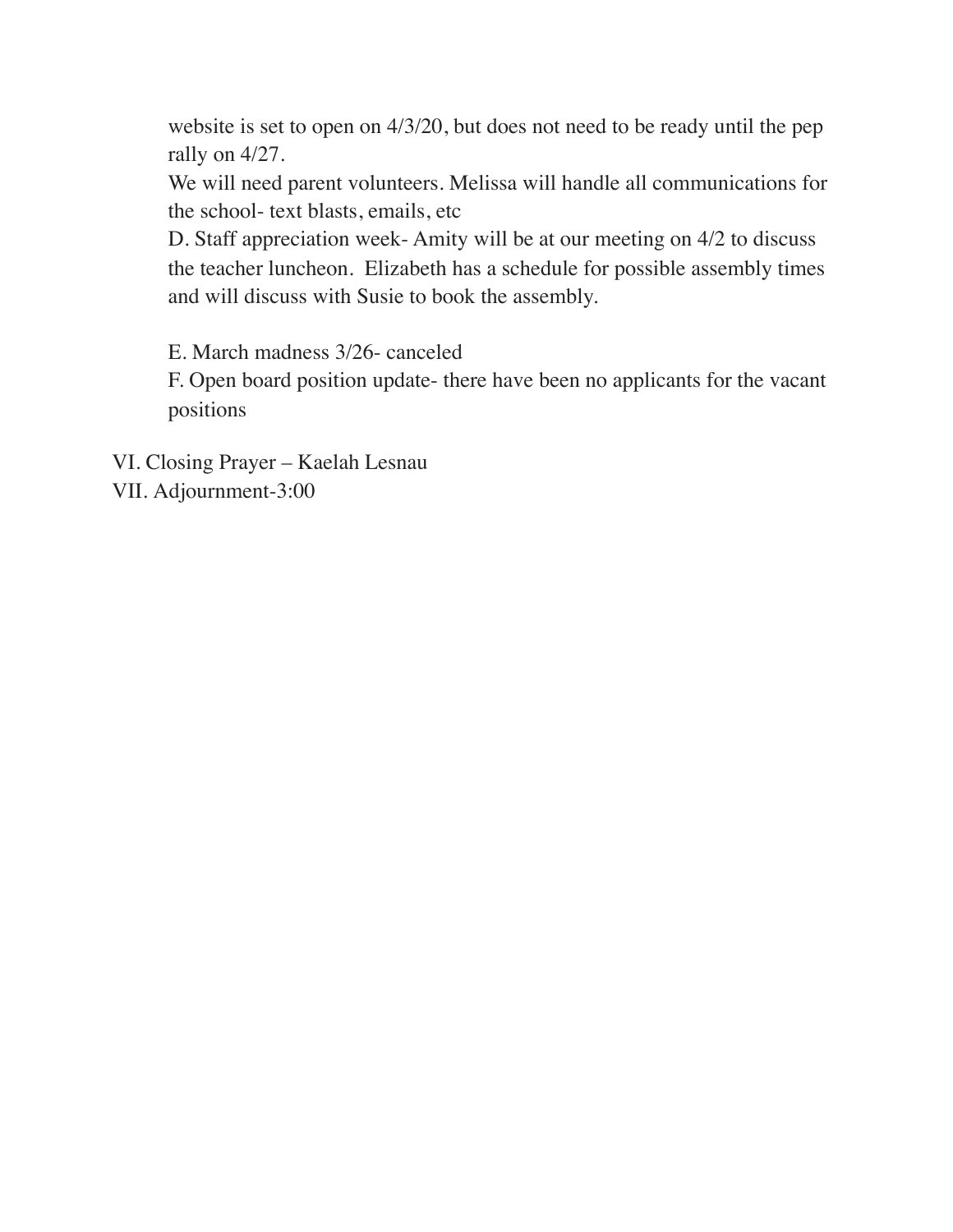website is set to open on 4/3/20, but does not need to be ready until the pep rally on 4/27.

We will need parent volunteers. Melissa will handle all communications for the school- text blasts, emails, etc

D. Staff appreciation week- Amity will be at our meeting on 4/2 to discuss the teacher luncheon. Elizabeth has a schedule for possible assembly times and will discuss with Susie to book the assembly.

E. March madness 3/26- canceled

F. Open board position update- there have been no applicants for the vacant positions

VI. Closing Prayer – Kaelah Lesnau

VII. Adjournment-3:00